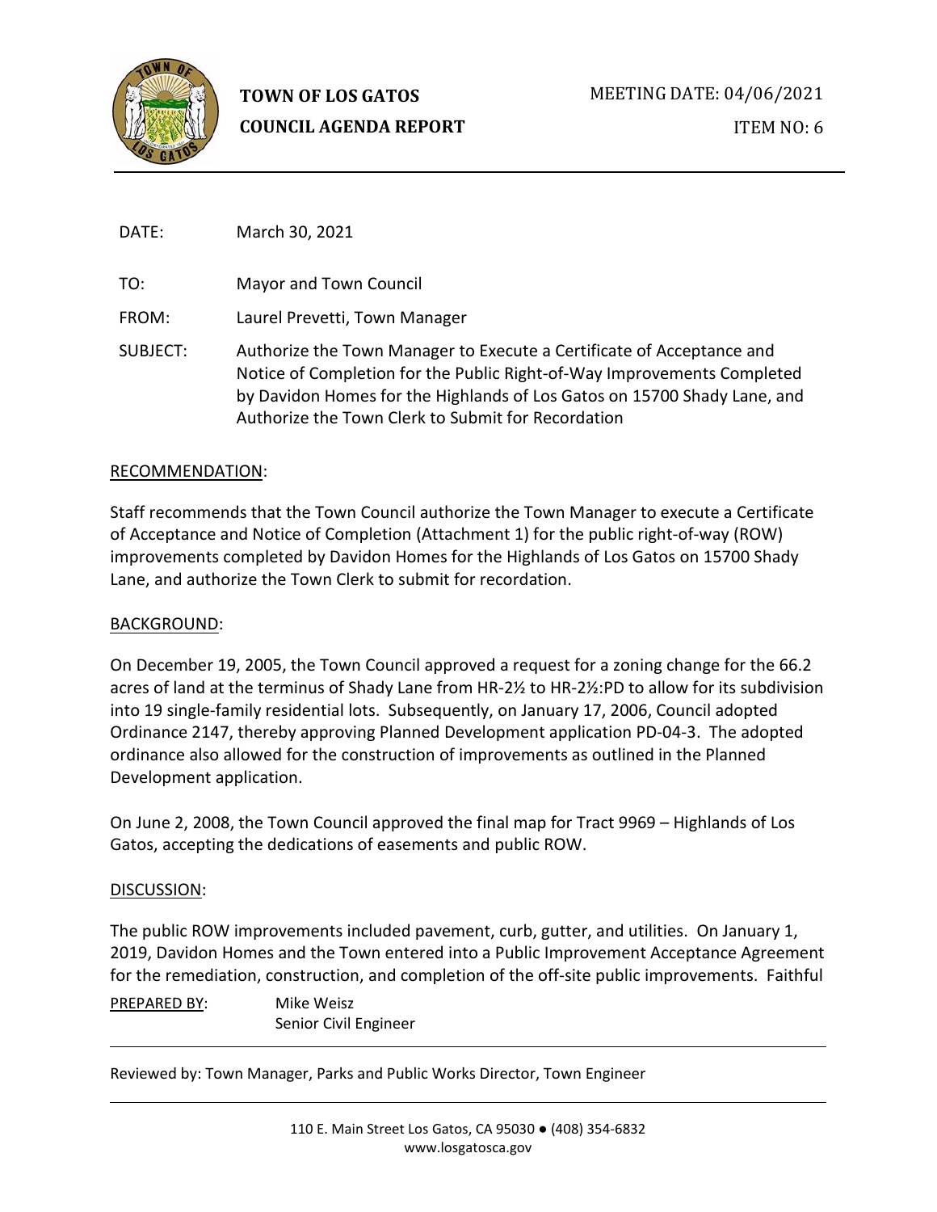**TOWN OF LOS GATOS**
**COUNCIL AGENDA REPORT**

MEETING DATE: 04/06/2021

ITEM NO: 6

DATE: March 30, 2021

TO: Mayor and Town Council

FROM: Laurel Prevetti, Town Manager

SUBJECT: Authorize the Town Manager to Execute a Certificate of Acceptance and Notice of Completion for the Public Right-of-Way Improvements Completed by Davidon Homes for the Highlands of Los Gatos on 15700 Shady Lane, and Authorize the Town Clerk to Submit for Recordation

## RECOMMENDATION:

Staff recommends that the Town Council authorize the Town Manager to execute a Certificate of Acceptance and Notice of Completion (Attachment 1) for the public right-of-way (ROW) improvements completed by Davidon Homes for the Highlands of Los Gatos on 15700 Shady Lane, and authorize the Town Clerk to submit for recordation.

## BACKGROUND:

On December 19, 2005, the Town Council approved a request for a zoning change for the 66.2 acres of land at the terminus of Shady Lane from HR-2½ to HR-2½:PD to allow for its subdivision into 19 single-family residential lots. Subsequently, on January 17, 2006, Council adopted Ordinance 2147, thereby approving Planned Development application PD-04-3. The adopted ordinance also allowed for the construction of improvements as outlined in the Planned Development application.

On June 2, 2008, the Town Council approved the final map for Tract 9969 – Highlands of Los Gatos, accepting the dedications of easements and public ROW.

## DISCUSSION:

The public ROW improvements included pavement, curb, gutter, and utilities. On January 1, 2019, Davidon Homes and the Town entered into a Public Improvement Acceptance Agreement for the remediation, construction, and completion of the off-site public improvements. Faithful

PREPARED BY: Mike Weisz
Senior Civil Engineer

Reviewed by: Town Manager, Parks and Public Works Director, Town Engineer

110 E. Main Street Los Gatos, CA 95030 ● (408) 354-6832
www.losgatosca.gov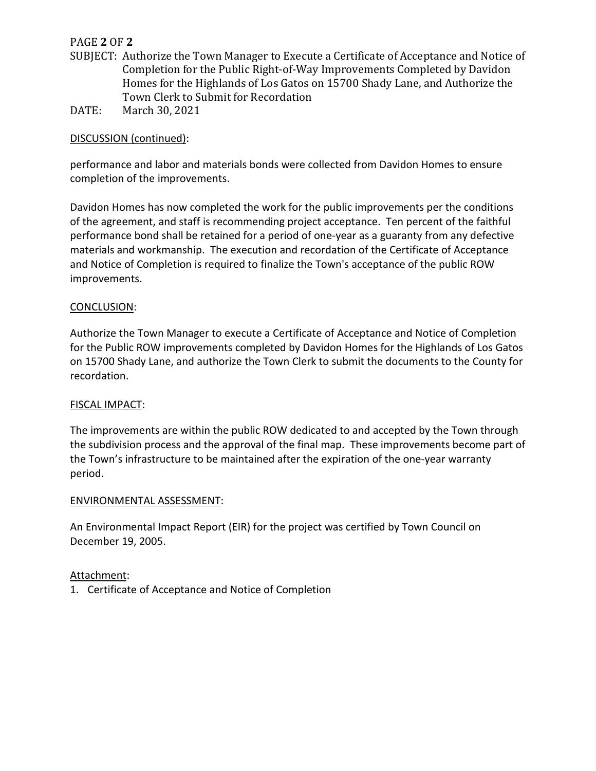SUBJECT: Authorize the Town Manager to Execute a Certificate of Acceptance and Notice of Completion for the Public Right-of-Way Improvements Completed by Davidon Homes for the Highlands of Los Gatos on 15700 Shady Lane, and Authorize the Town Clerk to Submit for Recordation

DATE: March 30, 2021

DISCUSSION (continued):

performance and labor and materials bonds were collected from Davidon Homes to ensure completion of the improvements.

Davidon Homes has now completed the work for the public improvements per the conditions of the agreement, and staff is recommending project acceptance. Ten percent of the faithful performance bond shall be retained for a period of one-year as a guaranty from any defective materials and workmanship. The execution and recordation of the Certificate of Acceptance and Notice of Completion is required to finalize the Town's acceptance of the public ROW improvements.

CONCLUSION:

Authorize the Town Manager to execute a Certificate of Acceptance and Notice of Completion for the Public ROW improvements completed by Davidon Homes for the Highlands of Los Gatos on 15700 Shady Lane, and authorize the Town Clerk to submit the documents to the County for recordation.

FISCAL IMPACT:

The improvements are within the public ROW dedicated to and accepted by the Town through the subdivision process and the approval of the final map. These improvements become part of the Town's infrastructure to be maintained after the expiration of the one-year warranty period.

ENVIRONMENTAL ASSESSMENT:

An Environmental Impact Report (EIR) for the project was certified by Town Council on December 19, 2005.

Attachment:

1. Certificate of Acceptance and Notice of Completion